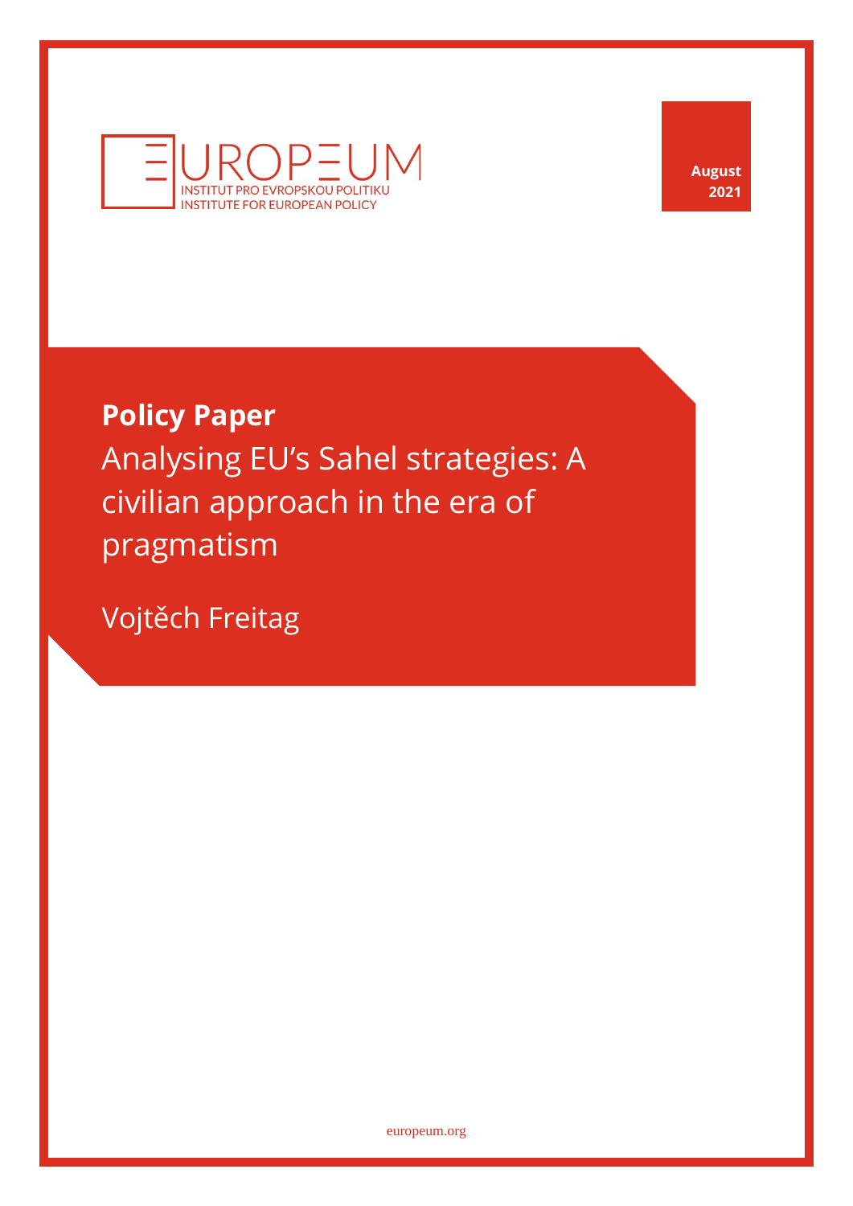EUROPEUM
INSTITUT PRO EVROPSKOU POLITIKU
INSTITUTE FOR EUROPEAN POLICY

August 2021

**Policy Paper**

# Analysing EU's Sahel strategies: A civilian approach in the era of pragmatism

Vojtěch Freitag

europeum.org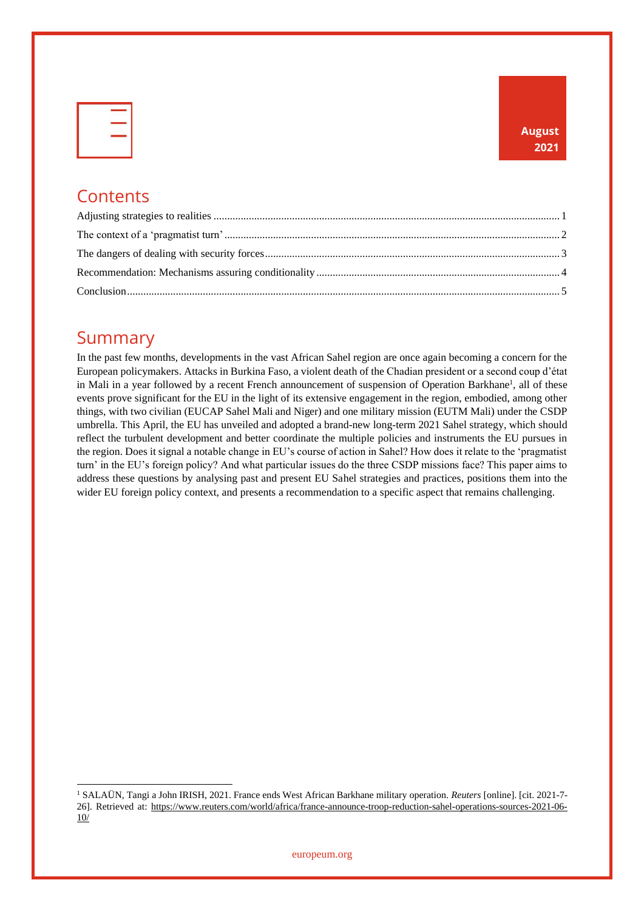**August 2021**

## Contents

Adjusting strategies to realities ........................................ 1
The context of a 'pragmatist turn' ........................................ 2
The dangers of dealing with security forces ........................................ 3
Recommendation: Mechanisms assuring conditionality ........................................ 4
Conclusion ........................................ 5

## Summary

In the past few months, developments in the vast African Sahel region are once again becoming a concern for the European policymakers. Attacks in Burkina Faso, a violent death of the Chadian president or a second coup d'état in Mali in a year followed by a recent French announcement of suspension of Operation Barkhane[1], all of these events prove significant for the EU in the light of its extensive engagement in the region, embodied, among other things, with two civilian (EUCAP Sahel Mali and Niger) and one military mission (EUTM Mali) under the CSDP umbrella. This April, the EU has unveiled and adopted a brand-new long-term 2021 Sahel strategy, which should reflect the turbulent development and better coordinate the multiple policies and instruments the EU pursues in the region. Does it signal a notable change in EU's course of action in Sahel? How does it relate to the 'pragmatist turn' in the EU's foreign policy? And what particular issues do the three CSDP missions face? This paper aims to address these questions by analysing past and present EU Sahel strategies and practices, positions them into the wider EU foreign policy context, and presents a recommendation to a specific aspect that remains challenging.

---

[1] SALAÜN, Tangi a John IRISH, 2021. France ends West African Barkhane military operation. *Reuters* [online]. [cit. 2021-7-26]. Retrieved at: https://www.reuters.com/world/africa/france-announce-troop-reduction-sahel-operations-sources-2021-06-10/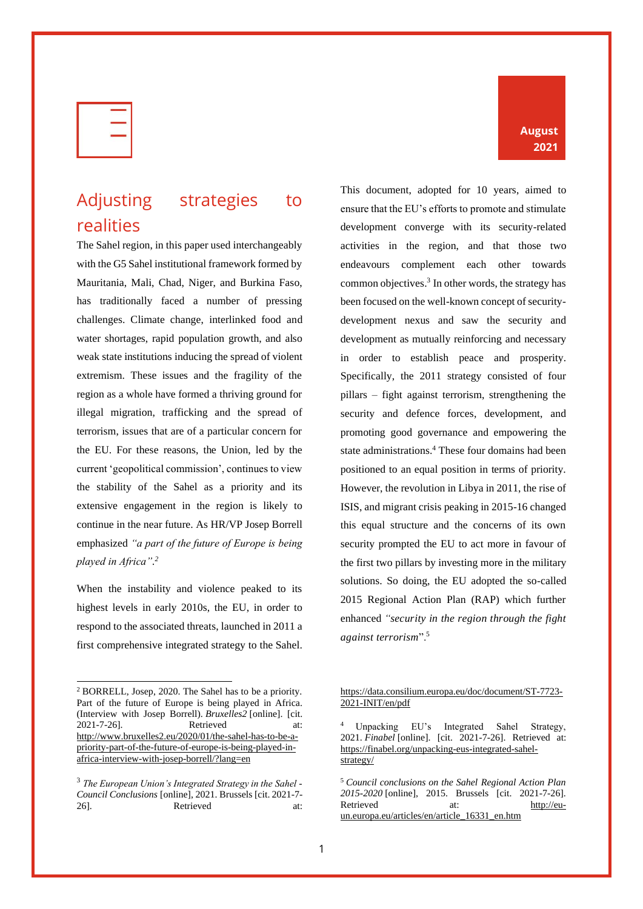# Adjusting strategies to realities

The Sahel region, in this paper used interchangeably with the G5 Sahel institutional framework formed by Mauritania, Mali, Chad, Niger, and Burkina Faso, has traditionally faced a number of pressing challenges. Climate change, interlinked food and water shortages, rapid population growth, and also weak state institutions inducing the spread of violent extremism. These issues and the fragility of the region as a whole have formed a thriving ground for illegal migration, trafficking and the spread of terrorism, issues that are of a particular concern for the EU. For these reasons, the Union, led by the current 'geopolitical commission', continues to view the stability of the Sahel as a priority and its extensive engagement in the region is likely to continue in the near future. As HR/VP Josep Borrell emphasized *"a part of the future of Europe is being played in Africa"*.[2]

When the instability and violence peaked to its highest levels in early 2010s, the EU, in order to respond to the associated threats, launched in 2011 a first comprehensive integrated strategy to the Sahel. This document, adopted for 10 years, aimed to ensure that the EU's efforts to promote and stimulate development converge with its security-related activities in the region, and that those two endeavours complement each other towards common objectives.[3] In other words, the strategy has been focused on the well-known concept of security-development nexus and saw the security and development as mutually reinforcing and necessary in order to establish peace and prosperity. Specifically, the 2011 strategy consisted of four pillars – fight against terrorism, strengthening the security and defence forces, development, and promoting good governance and empowering the state administrations.[4] These four domains had been positioned to an equal position in terms of priority. However, the revolution in Libya in 2011, the rise of ISIS, and migrant crisis peaking in 2015-16 changed this equal structure and the concerns of its own security prompted the EU to act more in favour of the first two pillars by investing more in the military solutions. So doing, the EU adopted the so-called 2015 Regional Action Plan (RAP) which further enhanced *"security in the region through the fight against terrorism*".[5]

---

[2] BORRELL, Josep, 2020. The Sahel has to be a priority. Part of the future of Europe is being played in Africa. (Interview with Josep Borrell). *Bruxelles2* [online]. [cit. 2021-7-26]. Retrieved at: http://www.bruxelles2.eu/2020/01/the-sahel-has-to-be-a-priority-part-of-the-future-of-europe-is-being-played-in-africa-interview-with-josep-borrell/?lang=en

[3] *The European Union's Integrated Strategy in the Sahel - Council Conclusions* [online], 2021. Brussels [cit. 2021-7-26]. Retrieved at: https://data.consilium.europa.eu/doc/document/ST-7723-2021-INIT/en/pdf

[4] Unpacking EU's Integrated Sahel Strategy, 2021. *Finabel* [online]. [cit. 2021-7-26]. Retrieved at: https://finabel.org/unpacking-eus-integrated-sahel-strategy/

[5] *Council conclusions on the Sahel Regional Action Plan 2015-2020* [online], 2015. Brussels [cit. 2021-7-26]. Retrieved at: http://eu-un.europa.eu/articles/en/article_16331_en.htm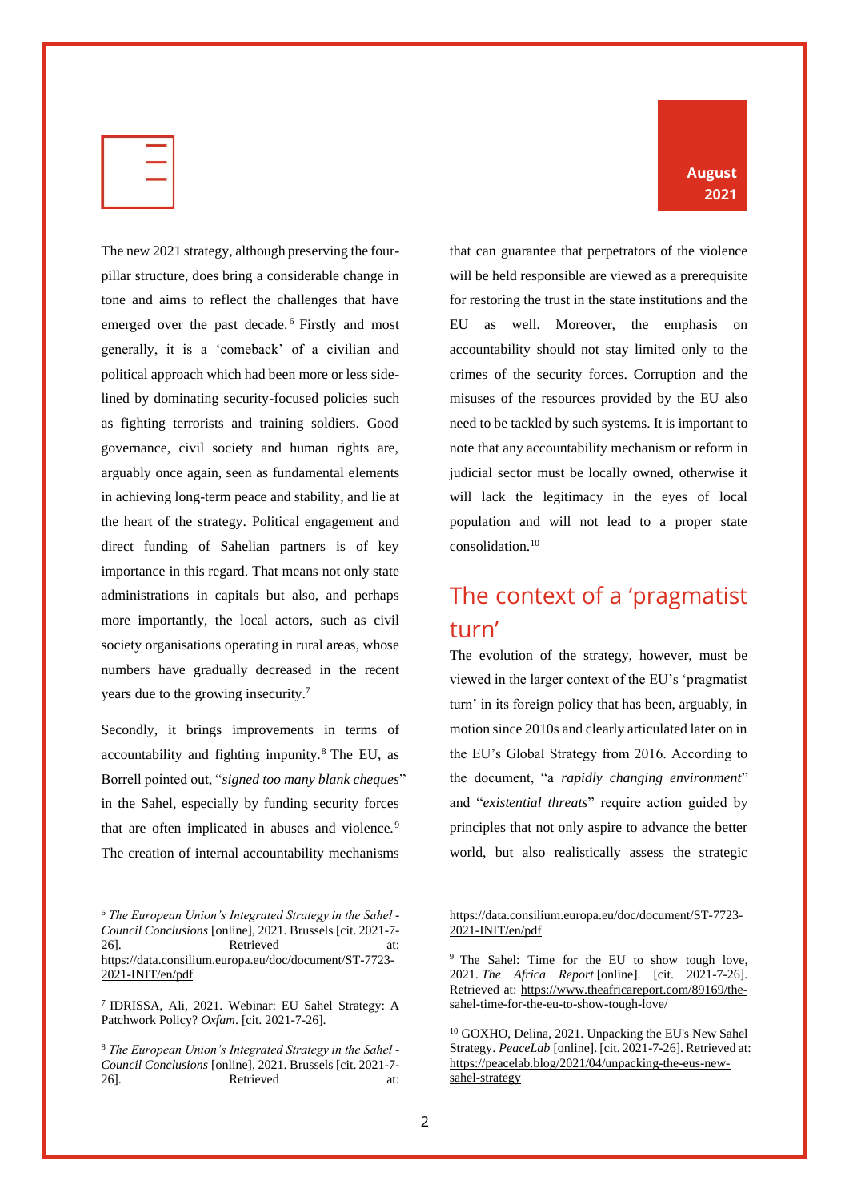The new 2021 strategy, although preserving the four-pillar structure, does bring a considerable change in tone and aims to reflect the challenges that have emerged over the past decade.[6] Firstly and most generally, it is a 'comeback' of a civilian and political approach which had been more or less side-lined by dominating security-focused policies such as fighting terrorists and training soldiers. Good governance, civil society and human rights are, arguably once again, seen as fundamental elements in achieving long-term peace and stability, and lie at the heart of the strategy. Political engagement and direct funding of Sahelian partners is of key importance in this regard. That means not only state administrations in capitals but also, and perhaps more importantly, the local actors, such as civil society organisations operating in rural areas, whose numbers have gradually decreased in the recent years due to the growing insecurity.[7]

Secondly, it brings improvements in terms of accountability and fighting impunity.[8] The EU, as Borrell pointed out, "*signed too many blank cheques*" in the Sahel, especially by funding security forces that are often implicated in abuses and violence.[9] The creation of internal accountability mechanisms that can guarantee that perpetrators of the violence will be held responsible are viewed as a prerequisite for restoring the trust in the state institutions and the EU as well. Moreover, the emphasis on accountability should not stay limited only to the crimes of the security forces. Corruption and the misuses of the resources provided by the EU also need to be tackled by such systems. It is important to note that any accountability mechanism or reform in judicial sector must be locally owned, otherwise it will lack the legitimacy in the eyes of local population and will not lead to a proper state consolidation.[10]

## The context of a 'pragmatist turn'

The evolution of the strategy, however, must be viewed in the larger context of the EU's 'pragmatist turn' in its foreign policy that has been, arguably, in motion since 2010s and clearly articulated later on in the EU's Global Strategy from 2016. According to the document, "a *rapidly changing environment*" and "*existential threats*" require action guided by principles that not only aspire to advance the better world, but also realistically assess the strategic

---

[6] *The European Union's Integrated Strategy in the Sahel - Council Conclusions* [online], 2021. Brussels [cit. 2021-7-26]. Retrieved at: https://data.consilium.europa.eu/doc/document/ST-7723-2021-INIT/en/pdf

[7] IDRISSA, Ali, 2021. Webinar: EU Sahel Strategy: A Patchwork Policy? *Oxfam*. [cit. 2021-7-26].

[8] *The European Union's Integrated Strategy in the Sahel - Council Conclusions* [online], 2021. Brussels [cit. 2021-7-26]. Retrieved at: https://data.consilium.europa.eu/doc/document/ST-7723-2021-INIT/en/pdf

[9] The Sahel: Time for the EU to show tough love, 2021. *The Africa Report* [online]. [cit. 2021-7-26]. Retrieved at: https://www.theafricareport.com/89169/the-sahel-time-for-the-eu-to-show-tough-love/

[10] GOXHO, Delina, 2021. Unpacking the EU's New Sahel Strategy. *PeaceLab* [online]. [cit. 2021-7-26]. Retrieved at: https://peacelab.blog/2021/04/unpacking-the-eus-new-sahel-strategy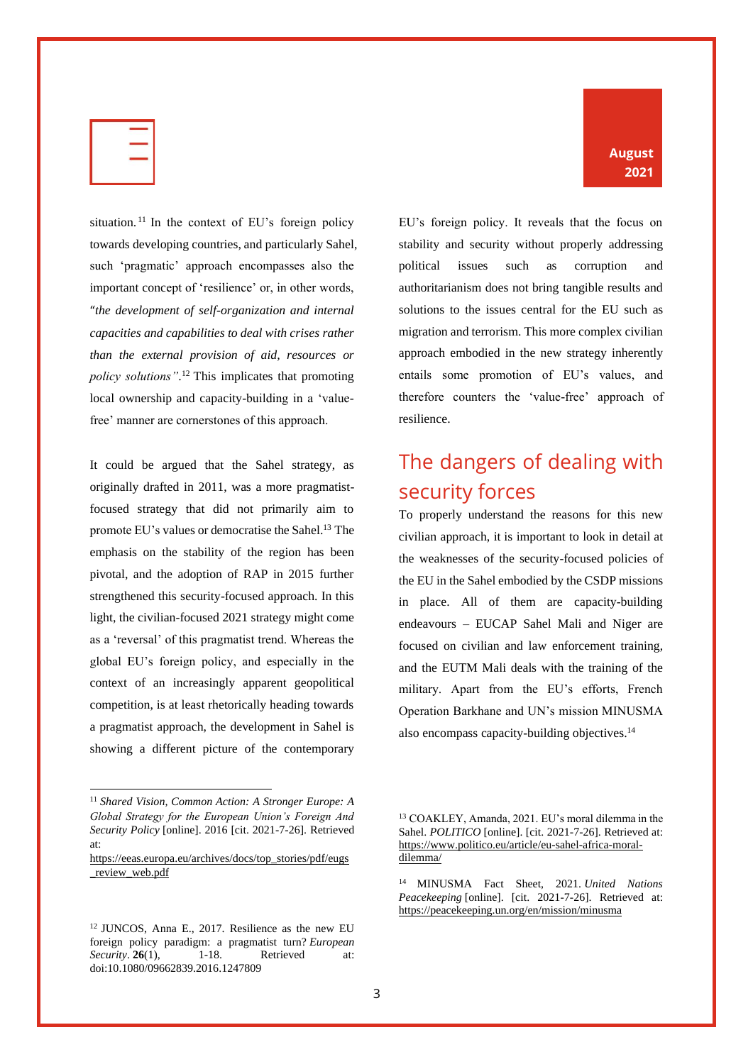situation.[11] In the context of EU's foreign policy towards developing countries, and particularly Sahel, such 'pragmatic' approach encompasses also the important concept of 'resilience' or, in other words, *"the development of self-organization and internal capacities and capabilities to deal with crises rather than the external provision of aid, resources or policy solutions"*.[12] This implicates that promoting local ownership and capacity-building in a 'value-free' manner are cornerstones of this approach.

It could be argued that the Sahel strategy, as originally drafted in 2011, was a more pragmatist-focused strategy that did not primarily aim to promote EU's values or democratise the Sahel.[13] The emphasis on the stability of the region has been pivotal, and the adoption of RAP in 2015 further strengthened this security-focused approach. In this light, the civilian-focused 2021 strategy might come as a 'reversal' of this pragmatist trend. Whereas the global EU's foreign policy, and especially in the context of an increasingly apparent geopolitical competition, is at least rhetorically heading towards a pragmatist approach, the development in Sahel is showing a different picture of the contemporary EU's foreign policy. It reveals that the focus on stability and security without properly addressing political issues such as corruption and authoritarianism does not bring tangible results and solutions to the issues central for the EU such as migration and terrorism. This more complex civilian approach embodied in the new strategy inherently entails some promotion of EU's values, and therefore counters the 'value-free' approach of resilience.

## The dangers of dealing with security forces

To properly understand the reasons for this new civilian approach, it is important to look in detail at the weaknesses of the security-focused policies of the EU in the Sahel embodied by the CSDP missions in place. All of them are capacity-building endeavours – EUCAP Sahel Mali and Niger are focused on civilian and law enforcement training, and the EUTM Mali deals with the training of the military. Apart from the EU's efforts, French Operation Barkhane and UN's mission MINUSMA also encompass capacity-building objectives.[14]

---

[11] *Shared Vision, Common Action: A Stronger Europe: A Global Strategy for the European Union's Foreign And Security Policy* [online]. 2016 [cit. 2021-7-26]. Retrieved at: https://eeas.europa.eu/archives/docs/top_stories/pdf/eugs_review_web.pdf

[12] JUNCOS, Anna E., 2017. Resilience as the new EU foreign policy paradigm: a pragmatist turn? *European Security*. **26**(1), 1-18. Retrieved at: doi:10.1080/09662839.2016.1247809

[13] COAKLEY, Amanda, 2021. EU's moral dilemma in the Sahel. *POLITICO* [online]. [cit. 2021-7-26]. Retrieved at: https://www.politico.eu/article/eu-sahel-africa-moral-dilemma/

[14] MINUSMA Fact Sheet, 2021. *United Nations Peacekeeping* [online]. [cit. 2021-7-26]. Retrieved at: https://peacekeeping.un.org/en/mission/minusma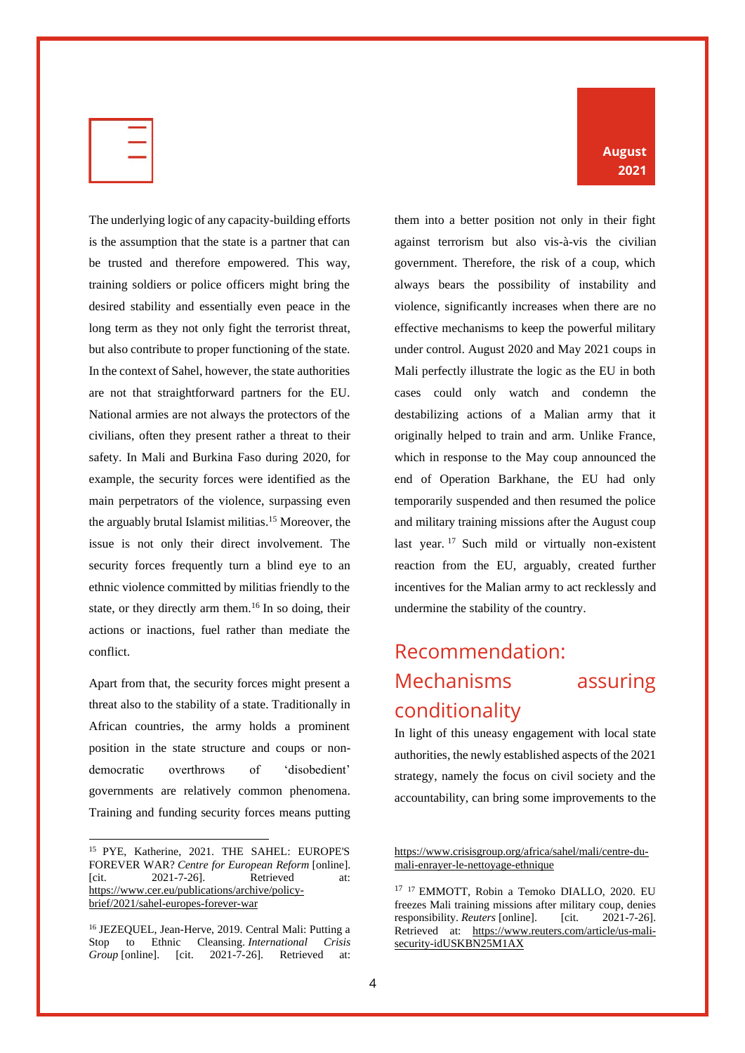The underlying logic of any capacity-building efforts is the assumption that the state is a partner that can be trusted and therefore empowered. This way, training soldiers or police officers might bring the desired stability and essentially even peace in the long term as they not only fight the terrorist threat, but also contribute to proper functioning of the state. In the context of Sahel, however, the state authorities are not that straightforward partners for the EU. National armies are not always the protectors of the civilians, often they present rather a threat to their safety. In Mali and Burkina Faso during 2020, for example, the security forces were identified as the main perpetrators of the violence, surpassing even the arguably brutal Islamist militias.[15] Moreover, the issue is not only their direct involvement. The security forces frequently turn a blind eye to an ethnic violence committed by militias friendly to the state, or they directly arm them.[16] In so doing, their actions or inactions, fuel rather than mediate the conflict.

Apart from that, the security forces might present a threat also to the stability of a state. Traditionally in African countries, the army holds a prominent position in the state structure and coups or non-democratic overthrows of 'disobedient' governments are relatively common phenomena. Training and funding security forces means putting them into a better position not only in their fight against terrorism but also vis-à-vis the civilian government. Therefore, the risk of a coup, which always bears the possibility of instability and violence, significantly increases when there are no effective mechanisms to keep the powerful military under control. August 2020 and May 2021 coups in Mali perfectly illustrate the logic as the EU in both cases could only watch and condemn the destabilizing actions of a Malian army that it originally helped to train and arm. Unlike France, which in response to the May coup announced the end of Operation Barkhane, the EU had only temporarily suspended and then resumed the police and military training missions after the August coup last year.[17] Such mild or virtually non-existent reaction from the EU, arguably, created further incentives for the Malian army to act recklessly and undermine the stability of the country.

## Recommendation: Mechanisms assuring conditionality

In light of this uneasy engagement with local state authorities, the newly established aspects of the 2021 strategy, namely the focus on civil society and the accountability, can bring some improvements to the

---

[15] PYE, Katherine, 2021. THE SAHEL: EUROPE'S FOREVER WAR? *Centre for European Reform* [online]. [cit. 2021-7-26]. Retrieved at: https://www.cer.eu/publications/archive/policy-brief/2021/sahel-europes-forever-war

[16] JEZEQUEL, Jean-Herve, 2019. Central Mali: Putting a Stop to Ethnic Cleansing. *International Crisis Group* [online]. [cit. 2021-7-26]. Retrieved at: https://www.crisisgroup.org/africa/sahel/mali/centre-du-mali-enrayer-le-nettoyage-ethnique

[17] [17] EMMOTT, Robin a Temoko DIALLO, 2020. EU freezes Mali training missions after military coup, denies responsibility. *Reuters* [online]. [cit. 2021-7-26]. Retrieved at: https://www.reuters.com/article/us-mali-security-idUSKBN25M1AX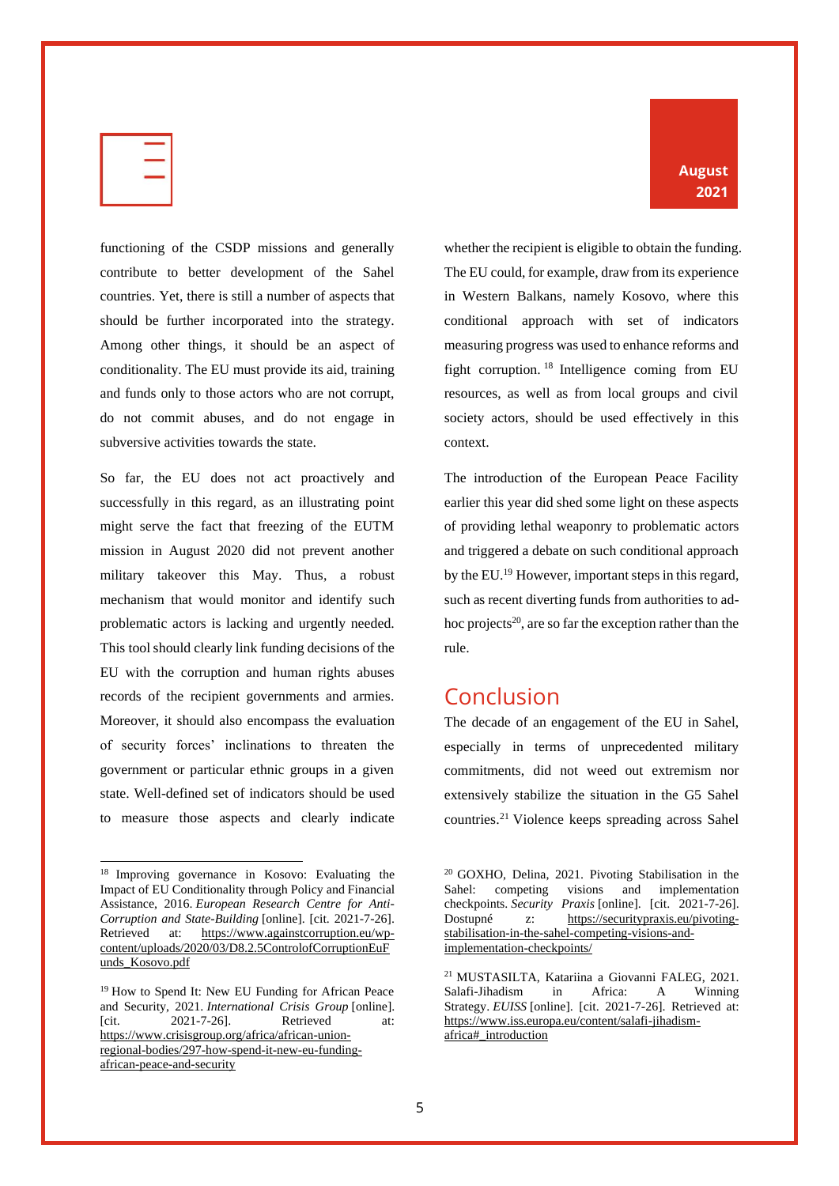functioning of the CSDP missions and generally contribute to better development of the Sahel countries. Yet, there is still a number of aspects that should be further incorporated into the strategy. Among other things, it should be an aspect of conditionality. The EU must provide its aid, training and funds only to those actors who are not corrupt, do not commit abuses, and do not engage in subversive activities towards the state.

So far, the EU does not act proactively and successfully in this regard, as an illustrating point might serve the fact that freezing of the EUTM mission in August 2020 did not prevent another military takeover this May. Thus, a robust mechanism that would monitor and identify such problematic actors is lacking and urgently needed. This tool should clearly link funding decisions of the EU with the corruption and human rights abuses records of the recipient governments and armies. Moreover, it should also encompass the evaluation of security forces' inclinations to threaten the government or particular ethnic groups in a given state. Well-defined set of indicators should be used to measure those aspects and clearly indicate whether the recipient is eligible to obtain the funding. The EU could, for example, draw from its experience in Western Balkans, namely Kosovo, where this conditional approach with set of indicators measuring progress was used to enhance reforms and fight corruption.[18] Intelligence coming from EU resources, as well as from local groups and civil society actors, should be used effectively in this context.

The introduction of the European Peace Facility earlier this year did shed some light on these aspects of providing lethal weaponry to problematic actors and triggered a debate on such conditional approach by the EU.[19] However, important steps in this regard, such as recent diverting funds from authorities to ad-hoc projects[20], are so far the exception rather than the rule.

## Conclusion

The decade of an engagement of the EU in Sahel, especially in terms of unprecedented military commitments, did not weed out extremism nor extensively stabilize the situation in the G5 Sahel countries.[21] Violence keeps spreading across Sahel

---

[18] Improving governance in Kosovo: Evaluating the Impact of EU Conditionality through Policy and Financial Assistance, 2016. *European Research Centre for Anti-Corruption and State-Building* [online]. [cit. 2021-7-26]. Retrieved at: https://www.againstcorruption.eu/wp-content/uploads/2020/03/D8.2.5ControlofCorruptionEuFunds_Kosovo.pdf

[19] How to Spend It: New EU Funding for African Peace and Security, 2021. *International Crisis Group* [online]. [cit. 2021-7-26]. Retrieved at: https://www.crisisgroup.org/africa/african-union-regional-bodies/297-how-spend-it-new-eu-funding-african-peace-and-security

[20] GOXHO, Delina, 2021. Pivoting Stabilisation in the Sahel: competing visions and implementation checkpoints. *Security Praxis* [online]. [cit. 2021-7-26]. Dostupné z: https://securitypraxis.eu/pivoting-stabilisation-in-the-sahel-competing-visions-and-implementation-checkpoints/

[21] MUSTASILTA, Katariina a Giovanni FALEG, 2021. Salafi-Jihadism in Africa: A Winning Strategy. *EUISS* [online]. [cit. 2021-7-26]. Retrieved at: https://www.iss.europa.eu/content/salafi-jihadism-africa#_introduction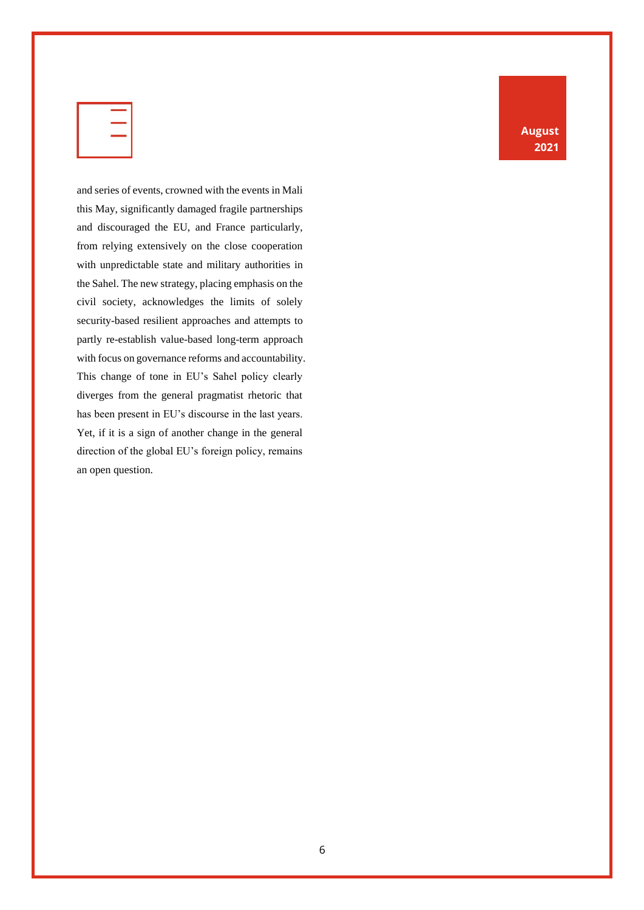and series of events, crowned with the events in Mali this May, significantly damaged fragile partnerships and discouraged the EU, and France particularly, from relying extensively on the close cooperation with unpredictable state and military authorities in the Sahel. The new strategy, placing emphasis on the civil society, acknowledges the limits of solely security-based resilient approaches and attempts to partly re-establish value-based long-term approach with focus on governance reforms and accountability. This change of tone in EU's Sahel policy clearly diverges from the general pragmatist rhetoric that has been present in EU's discourse in the last years. Yet, if it is a sign of another change in the general direction of the global EU's foreign policy, remains an open question.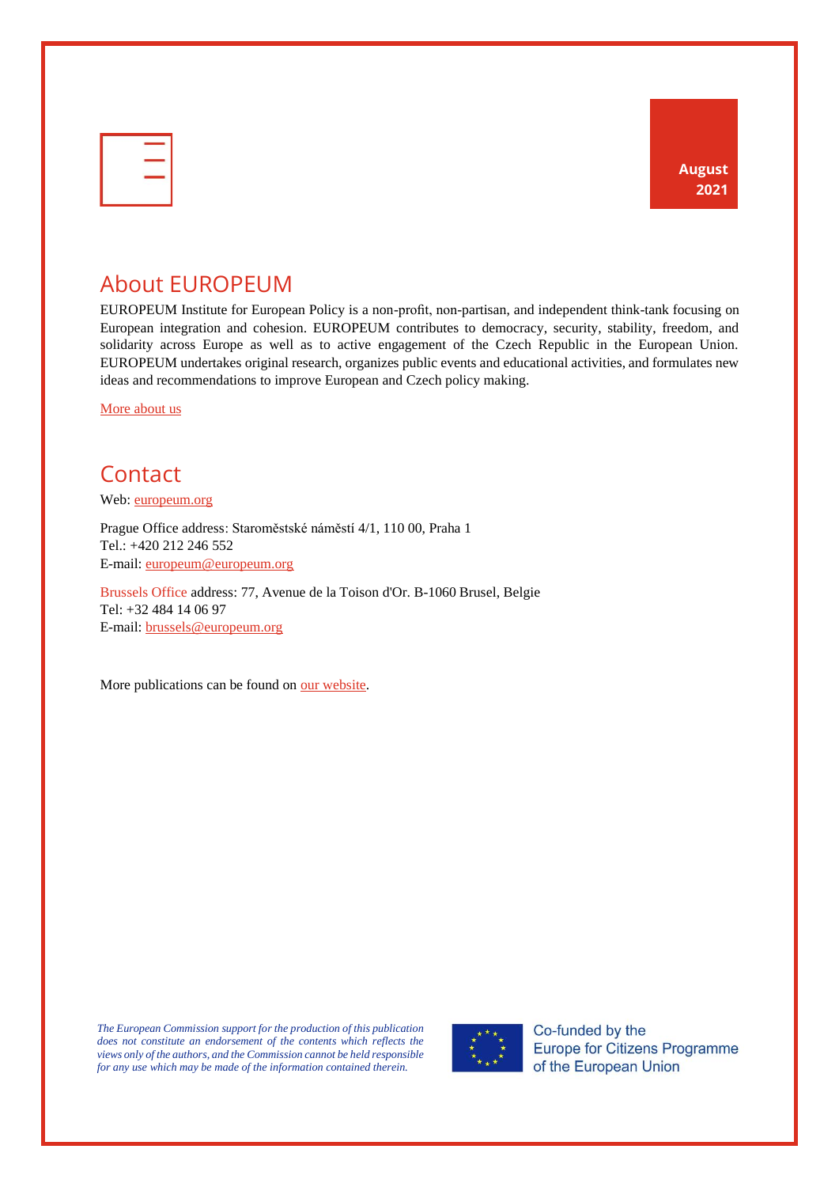August 2021

## About EUROPEUM

EUROPEUM Institute for European Policy is a non-profit, non-partisan, and independent think-tank focusing on European integration and cohesion. EUROPEUM contributes to democracy, security, stability, freedom, and solidarity across Europe as well as to active engagement of the Czech Republic in the European Union. EUROPEUM undertakes original research, organizes public events and educational activities, and formulates new ideas and recommendations to improve European and Czech policy making.

More about us

## Contact

Web: europeum.org

Prague Office address: Staroměstské náměstí 4/1, 110 00, Praha 1
Tel.: +420 212 246 552
E-mail: europeum@europeum.org

Brussels Office address: 77, Avenue de la Toison d'Or. B-1060 Brusel, Belgie
Tel: +32 484 14 06 97
E-mail: brussels@europeum.org

More publications can be found on our website.

*The European Commission support for the production of this publication does not constitute an endorsement of the contents which reflects the views only of the authors, and the Commission cannot be held responsible for any use which may be made of the information contained therein.*

Co-funded by the Europe for Citizens Programme of the European Union